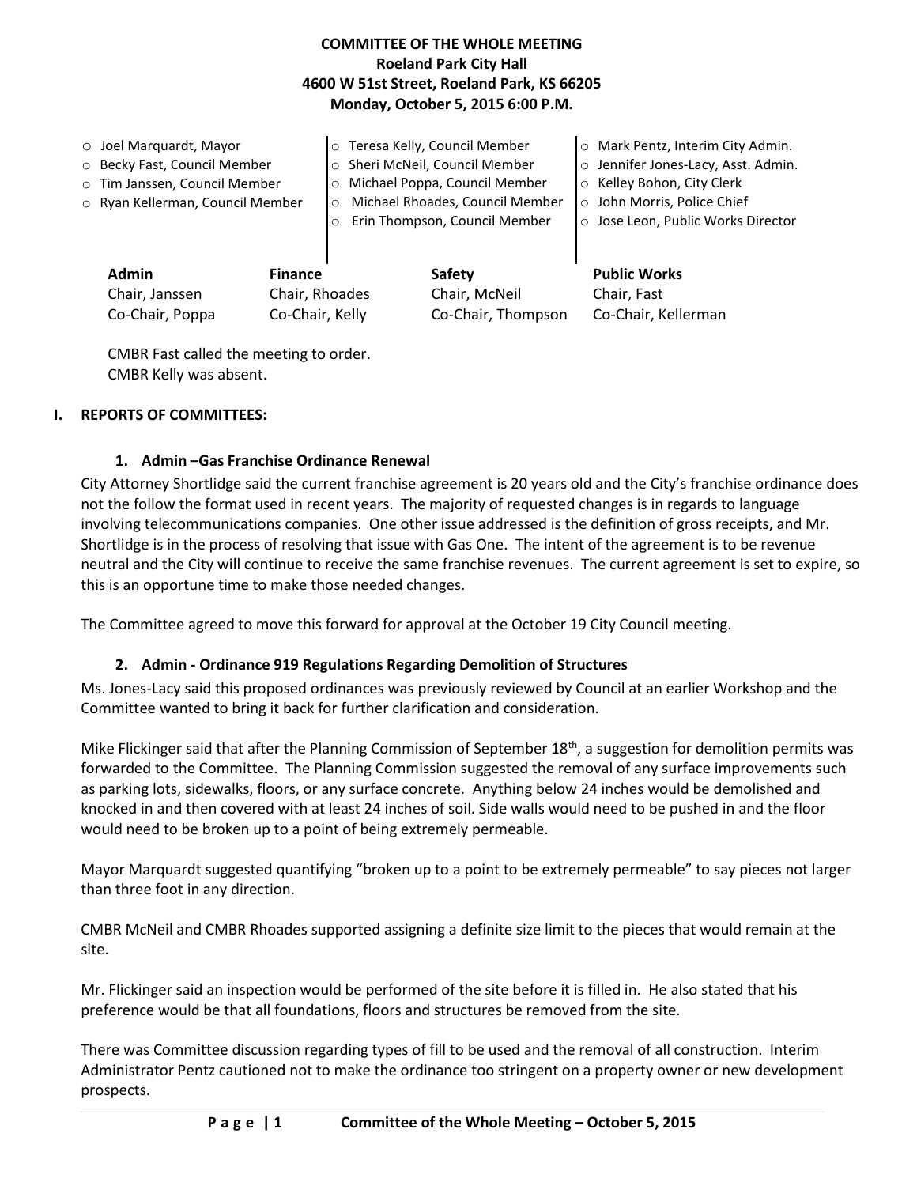**COMMITTEE OF THE WHOLE MEETING**
**Roeland Park City Hall**
**4600 W 51st Street, Roeland Park, KS 66205**
**Monday, October 5, 2015 6:00 P.M.**

- Joel Marquardt, Mayor
- Becky Fast, Council Member
- Tim Janssen, Council Member
- Ryan Kellerman, Council Member
- Teresa Kelly, Council Member
- Sheri McNeil, Council Member
- Michael Poppa, Council Member
- Michael Rhoades, Council Member
- Erin Thompson, Council Member
- Mark Pentz, Interim City Admin.
- Jennifer Jones-Lacy, Asst. Admin.
- Kelley Bohon, City Clerk
- John Morris, Police Chief
- Jose Leon, Public Works Director

| Admin | Finance | Safety | Public Works |
|---|---|---|---|
| Chair, Janssen | Chair, Rhoades | Chair, McNeil | Chair, Fast |
| Co-Chair, Poppa | Co-Chair, Kelly | Co-Chair, Thompson | Co-Chair, Kellerman |

CMBR Fast called the meeting to order.
CMBR Kelly was absent.

## I. REPORTS OF COMMITTEES:

### 1. Admin –Gas Franchise Ordinance Renewal

City Attorney Shortlidge said the current franchise agreement is 20 years old and the City's franchise ordinance does not the follow the format used in recent years. The majority of requested changes is in regards to language involving telecommunications companies. One other issue addressed is the definition of gross receipts, and Mr. Shortlidge is in the process of resolving that issue with Gas One. The intent of the agreement is to be revenue neutral and the City will continue to receive the same franchise revenues. The current agreement is set to expire, so this is an opportune time to make those needed changes.

The Committee agreed to move this forward for approval at the October 19 City Council meeting.

### 2. Admin - Ordinance 919 Regulations Regarding Demolition of Structures

Ms. Jones-Lacy said this proposed ordinances was previously reviewed by Council at an earlier Workshop and the Committee wanted to bring it back for further clarification and consideration.

Mike Flickinger said that after the Planning Commission of September 18th, a suggestion for demolition permits was forwarded to the Committee. The Planning Commission suggested the removal of any surface improvements such as parking lots, sidewalks, floors, or any surface concrete. Anything below 24 inches would be demolished and knocked in and then covered with at least 24 inches of soil. Side walls would need to be pushed in and the floor would need to be broken up to a point of being extremely permeable.

Mayor Marquardt suggested quantifying "broken up to a point to be extremely permeable" to say pieces not larger than three foot in any direction.

CMBR McNeil and CMBR Rhoades supported assigning a definite size limit to the pieces that would remain at the site.

Mr. Flickinger said an inspection would be performed of the site before it is filled in. He also stated that his preference would be that all foundations, floors and structures be removed from the site.

There was Committee discussion regarding types of fill to be used and the removal of all construction. Interim Administrator Pentz cautioned not to make the ordinance too stringent on a property owner or new development prospects.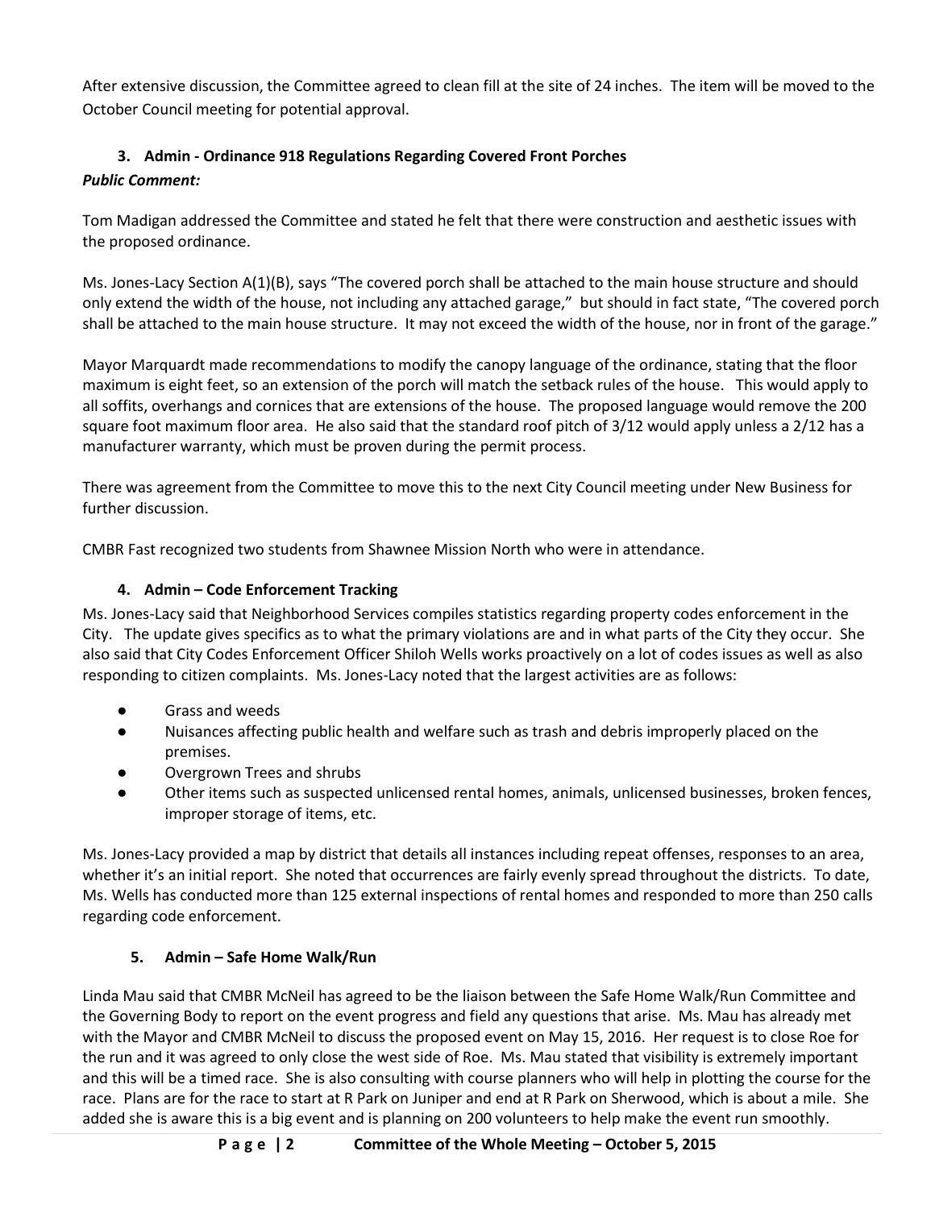After extensive discussion, the Committee agreed to clean fill at the site of 24 inches. The item will be moved to the October Council meeting for potential approval.

### 3. Admin - Ordinance 918 Regulations Regarding Covered Front Porches

***Public Comment:***

Tom Madigan addressed the Committee and stated he felt that there were construction and aesthetic issues with the proposed ordinance.

Ms. Jones-Lacy Section A(1)(B), says "The covered porch shall be attached to the main house structure and should only extend the width of the house, not including any attached garage," but should in fact state, "The covered porch shall be attached to the main house structure. It may not exceed the width of the house, nor in front of the garage."

Mayor Marquardt made recommendations to modify the canopy language of the ordinance, stating that the floor maximum is eight feet, so an extension of the porch will match the setback rules of the house. This would apply to all soffits, overhangs and cornices that are extensions of the house. The proposed language would remove the 200 square foot maximum floor area. He also said that the standard roof pitch of 3/12 would apply unless a 2/12 has a manufacturer warranty, which must be proven during the permit process.

There was agreement from the Committee to move this to the next City Council meeting under New Business for further discussion.

CMBR Fast recognized two students from Shawnee Mission North who were in attendance.

### 4. Admin – Code Enforcement Tracking

Ms. Jones-Lacy said that Neighborhood Services compiles statistics regarding property codes enforcement in the City. The update gives specifics as to what the primary violations are and in what parts of the City they occur. She also said that City Codes Enforcement Officer Shiloh Wells works proactively on a lot of codes issues as well as also responding to citizen complaints. Ms. Jones-Lacy noted that the largest activities are as follows:

- Grass and weeds
- Nuisances affecting public health and welfare such as trash and debris improperly placed on the premises.
- Overgrown Trees and shrubs
- Other items such as suspected unlicensed rental homes, animals, unlicensed businesses, broken fences, improper storage of items, etc.

Ms. Jones-Lacy provided a map by district that details all instances including repeat offenses, responses to an area, whether it's an initial report. She noted that occurrences are fairly evenly spread throughout the districts. To date, Ms. Wells has conducted more than 125 external inspections of rental homes and responded to more than 250 calls regarding code enforcement.

### 5. Admin – Safe Home Walk/Run

Linda Mau said that CMBR McNeil has agreed to be the liaison between the Safe Home Walk/Run Committee and the Governing Body to report on the event progress and field any questions that arise. Ms. Mau has already met with the Mayor and CMBR McNeil to discuss the proposed event on May 15, 2016. Her request is to close Roe for the run and it was agreed to only close the west side of Roe. Ms. Mau stated that visibility is extremely important and this will be a timed race. She is also consulting with course planners who will help in plotting the course for the race. Plans are for the race to start at R Park on Juniper and end at R Park on Sherwood, which is about a mile. She added she is aware this is a big event and is planning on 200 volunteers to help make the event run smoothly.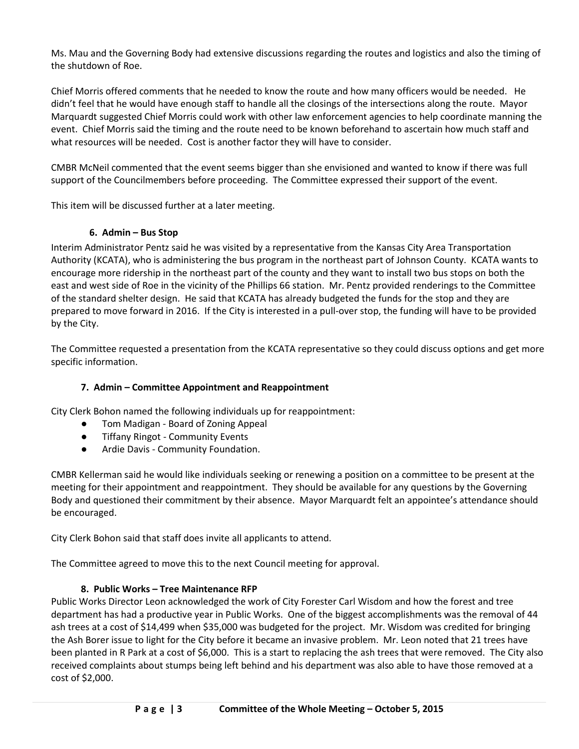Ms. Mau and the Governing Body had extensive discussions regarding the routes and logistics and also the timing of the shutdown of Roe.

Chief Morris offered comments that he needed to know the route and how many officers would be needed. He didn't feel that he would have enough staff to handle all the closings of the intersections along the route. Mayor Marquardt suggested Chief Morris could work with other law enforcement agencies to help coordinate manning the event. Chief Morris said the timing and the route need to be known beforehand to ascertain how much staff and what resources will be needed. Cost is another factor they will have to consider.

CMBR McNeil commented that the event seems bigger than she envisioned and wanted to know if there was full support of the Councilmembers before proceeding. The Committee expressed their support of the event.

This item will be discussed further at a later meeting.

**6. Admin – Bus Stop**

Interim Administrator Pentz said he was visited by a representative from the Kansas City Area Transportation Authority (KCATA), who is administering the bus program in the northeast part of Johnson County. KCATA wants to encourage more ridership in the northeast part of the county and they want to install two bus stops on both the east and west side of Roe in the vicinity of the Phillips 66 station. Mr. Pentz provided renderings to the Committee of the standard shelter design. He said that KCATA has already budgeted the funds for the stop and they are prepared to move forward in 2016. If the City is interested in a pull-over stop, the funding will have to be provided by the City.

The Committee requested a presentation from the KCATA representative so they could discuss options and get more specific information.

**7. Admin – Committee Appointment and Reappointment**

City Clerk Bohon named the following individuals up for reappointment:

- Tom Madigan - Board of Zoning Appeal
- Tiffany Ringot - Community Events
- Ardie Davis - Community Foundation.

CMBR Kellerman said he would like individuals seeking or renewing a position on a committee to be present at the meeting for their appointment and reappointment. They should be available for any questions by the Governing Body and questioned their commitment by their absence. Mayor Marquardt felt an appointee's attendance should be encouraged.

City Clerk Bohon said that staff does invite all applicants to attend.

The Committee agreed to move this to the next Council meeting for approval.

**8. Public Works – Tree Maintenance RFP**

Public Works Director Leon acknowledged the work of City Forester Carl Wisdom and how the forest and tree department has had a productive year in Public Works. One of the biggest accomplishments was the removal of 44 ash trees at a cost of $14,499 when $35,000 was budgeted for the project. Mr. Wisdom was credited for bringing the Ash Borer issue to light for the City before it became an invasive problem. Mr. Leon noted that 21 trees have been planted in R Park at a cost of $6,000. This is a start to replacing the ash trees that were removed. The City also received complaints about stumps being left behind and his department was also able to have those removed at a cost of $2,000.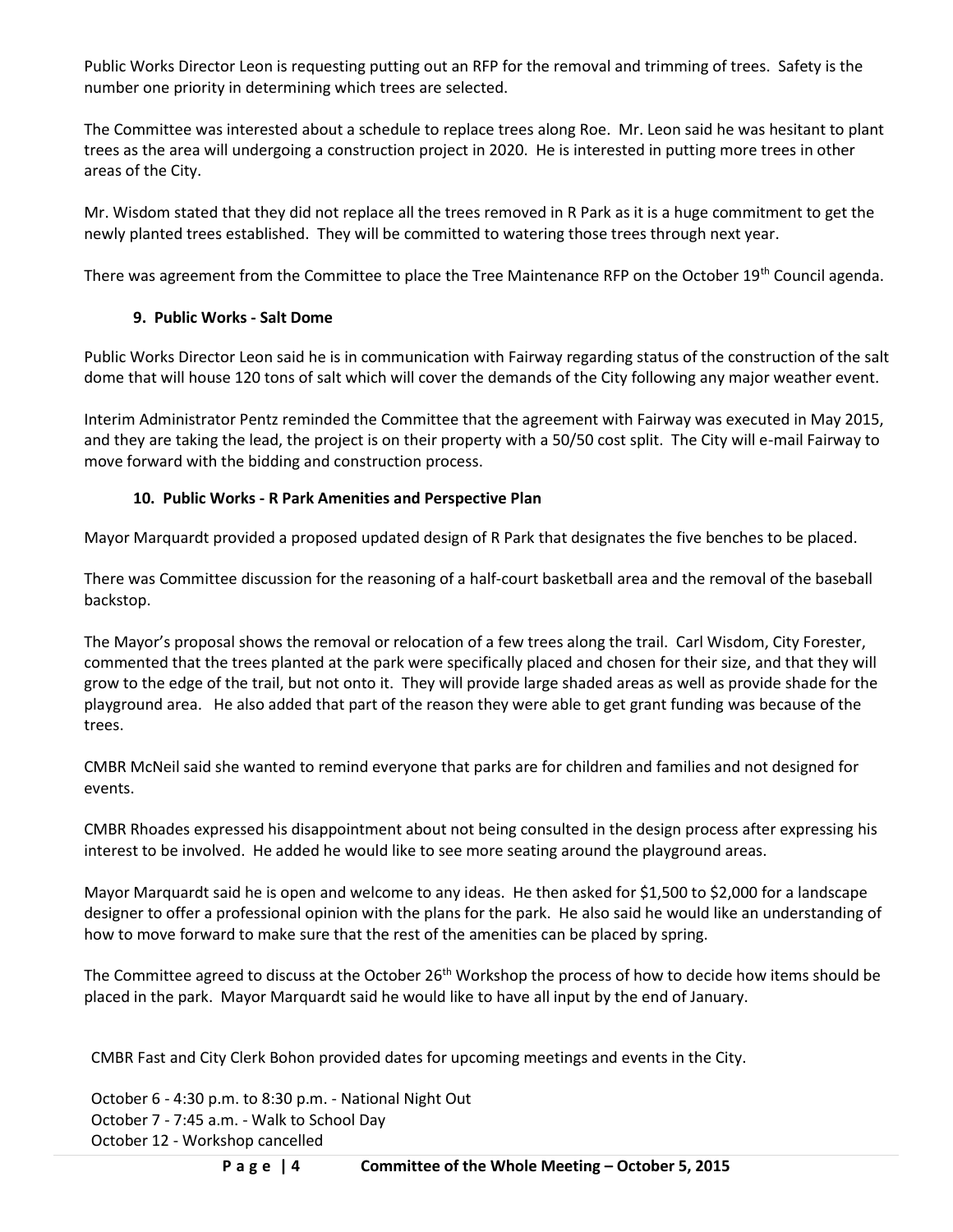Public Works Director Leon is requesting putting out an RFP for the removal and trimming of trees. Safety is the number one priority in determining which trees are selected.

The Committee was interested about a schedule to replace trees along Roe. Mr. Leon said he was hesitant to plant trees as the area will undergoing a construction project in 2020. He is interested in putting more trees in other areas of the City.

Mr. Wisdom stated that they did not replace all the trees removed in R Park as it is a huge commitment to get the newly planted trees established. They will be committed to watering those trees through next year.

There was agreement from the Committee to place the Tree Maintenance RFP on the October 19th Council agenda.

**9. Public Works - Salt Dome**

Public Works Director Leon said he is in communication with Fairway regarding status of the construction of the salt dome that will house 120 tons of salt which will cover the demands of the City following any major weather event.

Interim Administrator Pentz reminded the Committee that the agreement with Fairway was executed in May 2015, and they are taking the lead, the project is on their property with a 50/50 cost split. The City will e-mail Fairway to move forward with the bidding and construction process.

**10. Public Works - R Park Amenities and Perspective Plan**

Mayor Marquardt provided a proposed updated design of R Park that designates the five benches to be placed.

There was Committee discussion for the reasoning of a half-court basketball area and the removal of the baseball backstop.

The Mayor's proposal shows the removal or relocation of a few trees along the trail. Carl Wisdom, City Forester, commented that the trees planted at the park were specifically placed and chosen for their size, and that they will grow to the edge of the trail, but not onto it. They will provide large shaded areas as well as provide shade for the playground area. He also added that part of the reason they were able to get grant funding was because of the trees.

CMBR McNeil said she wanted to remind everyone that parks are for children and families and not designed for events.

CMBR Rhoades expressed his disappointment about not being consulted in the design process after expressing his interest to be involved. He added he would like to see more seating around the playground areas.

Mayor Marquardt said he is open and welcome to any ideas. He then asked for $1,500 to $2,000 for a landscape designer to offer a professional opinion with the plans for the park. He also said he would like an understanding of how to move forward to make sure that the rest of the amenities can be placed by spring.

The Committee agreed to discuss at the October 26th Workshop the process of how to decide how items should be placed in the park. Mayor Marquardt said he would like to have all input by the end of January.

CMBR Fast and City Clerk Bohon provided dates for upcoming meetings and events in the City.

October 6 - 4:30 p.m. to 8:30 p.m. - National Night Out
October 7 - 7:45 a.m. - Walk to School Day
October 12 - Workshop cancelled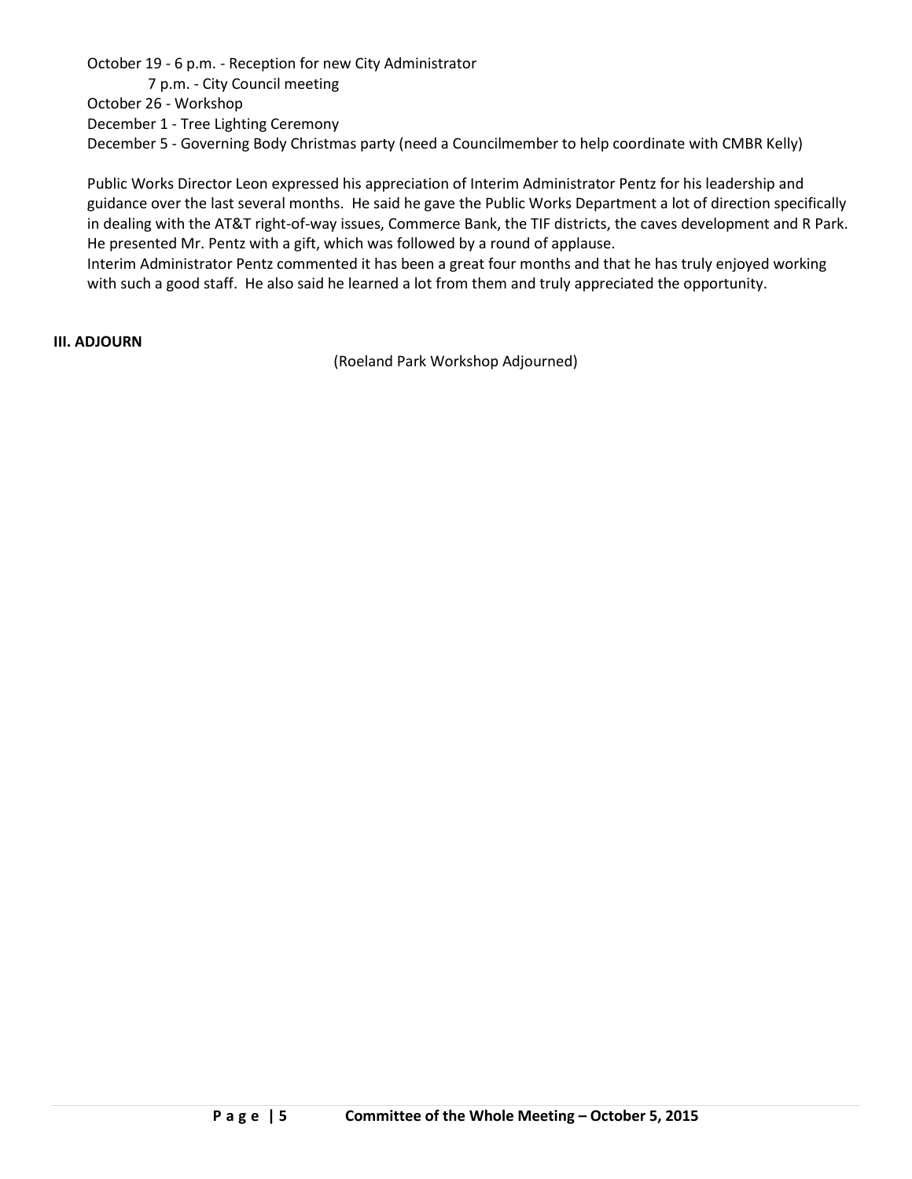October 19 - 6 p.m. - Reception for new City Administrator
7 p.m. - City Council meeting
October 26 - Workshop
December 1 - Tree Lighting Ceremony
December 5 - Governing Body Christmas party (need a Councilmember to help coordinate with CMBR Kelly)

Public Works Director Leon expressed his appreciation of Interim Administrator Pentz for his leadership and guidance over the last several months. He said he gave the Public Works Department a lot of direction specifically in dealing with the AT&T right-of-way issues, Commerce Bank, the TIF districts, the caves development and R Park. He presented Mr. Pentz with a gift, which was followed by a round of applause.

Interim Administrator Pentz commented it has been a great four months and that he has truly enjoyed working with such a good staff. He also said he learned a lot from them and truly appreciated the opportunity.

**III. ADJOURN**

(Roeland Park Workshop Adjourned)